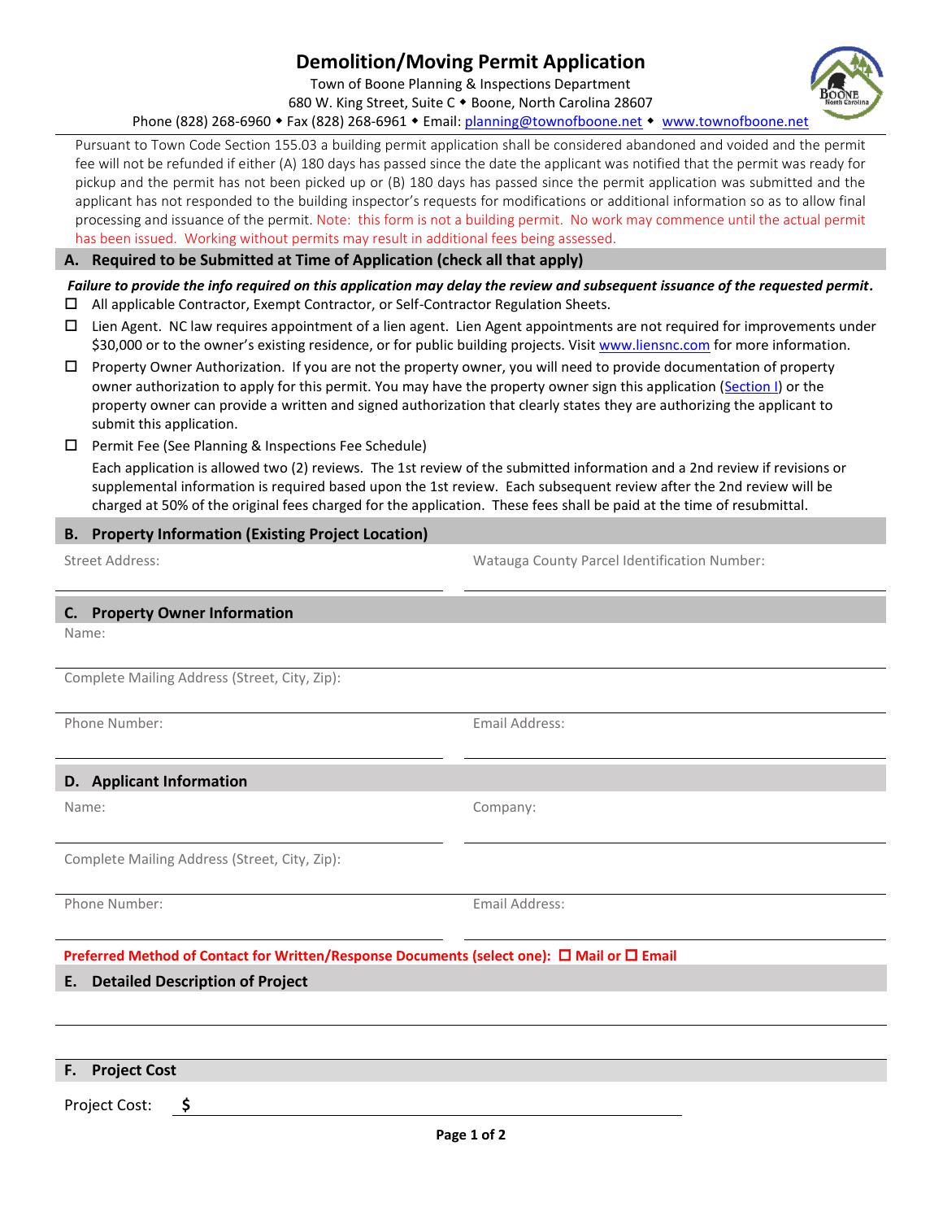# Demolition/Moving Permit Application

Town of Boone Planning & Inspections Department
680 W. King Street, Suite C ◆ Boone, North Carolina 28607
Phone (828) 268-6960 ◆ Fax (828) 268-6961 ◆ Email: planning@townofboone.net ◆ www.townofboone.net

Pursuant to Town Code Section 155.03 a building permit application shall be considered abandoned and voided and the permit fee will not be refunded if either (A) 180 days has passed since the date the applicant was notified that the permit was ready for pickup and the permit has not been picked up or (B) 180 days has passed since the permit application was submitted and the applicant has not responded to the building inspector's requests for modifications or additional information so as to allow final processing and issuance of the permit. Note: this form is not a building permit. No work may commence until the actual permit has been issued. Working without permits may result in additional fees being assessed.

## A. Required to be Submitted at Time of Application (check all that apply)

***Failure to provide the info required on this application may delay the review and subsequent issuance of the requested permit.***

- ☐ All applicable Contractor, Exempt Contractor, or Self-Contractor Regulation Sheets.
- ☐ Lien Agent. NC law requires appointment of a lien agent. Lien Agent appointments are not required for improvements under $30,000 or to the owner's existing residence, or for public building projects. Visit www.liensnc.com for more information.
- ☐ Property Owner Authorization. If you are not the property owner, you will need to provide documentation of property owner authorization to apply for this permit. You may have the property owner sign this application (Section I) or the property owner can provide a written and signed authorization that clearly states they are authorizing the applicant to submit this application.
- ☐ Permit Fee (See Planning & Inspections Fee Schedule)

  Each application is allowed two (2) reviews. The 1st review of the submitted information and a 2nd review if revisions or supplemental information is required based upon the 1st review. Each subsequent review after the 2nd review will be charged at 50% of the original fees charged for the application. These fees shall be paid at the time of resubmittal.

## B. Property Information (Existing Project Location)

Street Address: ____________________ Watauga County Parcel Identification Number: ____________________

## C. Property Owner Information

Name: ____________________

Complete Mailing Address (Street, City, Zip): ____________________

Phone Number: ____________________ Email Address: ____________________

## D. Applicant Information

Name: ____________________ Company: ____________________

Complete Mailing Address (Street, City, Zip): ____________________

Phone Number: ____________________ Email Address: ____________________

**Preferred Method of Contact for Written/Response Documents (select one): ☐ Mail or ☐ Email**

## E. Detailed Description of Project

____________________

## F. Project Cost

Project Cost: **$** ____________________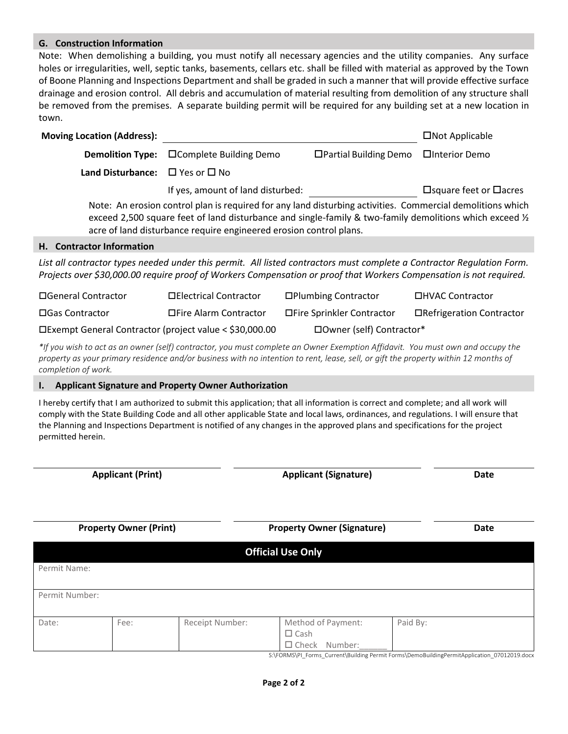## G. Construction Information

Note: When demolishing a building, you must notify all necessary agencies and the utility companies. Any surface holes or irregularities, well, septic tanks, basements, cellars etc. shall be filled with material as approved by the Town of Boone Planning and Inspections Department and shall be graded in such a manner that will provide effective surface drainage and erosion control. All debris and accumulation of material resulting from demolition of any structure shall be removed from the premises. A separate building permit will be required for any building set at a new location in town.

**Moving Location (Address):** ______________________________ ☐Not Applicable

**Demolition Type:** ☐Complete Building Demo ☐Partial Building Demo ☐Interior Demo

**Land Disturbance:** ☐ Yes or ☐ No

If yes, amount of land disturbed: ______________ ☐square feet or ☐acres

Note: An erosion control plan is required for any land disturbing activities. Commercial demolitions which exceed 2,500 square feet of land disturbance and single-family & two-family demolitions which exceed ½ acre of land disturbance require engineered erosion control plans.

## H. Contractor Information

*List all contractor types needed under this permit. All listed contractors must complete a Contractor Regulation Form. Projects over $30,000.00 require proof of Workers Compensation or proof that Workers Compensation is not required.*

☐General Contractor ☐Electrical Contractor ☐Plumbing Contractor ☐HVAC Contractor

☐Gas Contractor ☐Fire Alarm Contractor ☐Fire Sprinkler Contractor ☐Refrigeration Contractor

☐Exempt General Contractor (project value < $30,000.00 ☐Owner (self) Contractor*

*\*If you wish to act as an owner (self) contractor, you must complete an Owner Exemption Affidavit. You must own and occupy the property as your primary residence and/or business with no intention to rent, lease, sell, or gift the property within 12 months of completion of work.*

## I. Applicant Signature and Property Owner Authorization

I hereby certify that I am authorized to submit this application; that all information is correct and complete; and all work will comply with the State Building Code and all other applicable State and local laws, ordinances, and regulations. I will ensure that the Planning and Inspections Department is notified of any changes in the approved plans and specifications for the project permitted herein.

| **Applicant (Print)** | **Applicant (Signature)** | **Date** |
|---|---|---|
| | | |

| **Property Owner (Print)** | **Property Owner (Signature)** | **Date** |
|---|---|---|
| | | |

**Official Use Only**

| | | | | |
|---|---|---|---|---|
| Permit Name: | | | | |
| Permit Number: | | | | |
| Date: | Fee: | Receipt Number: | Method of Payment:<br>☐ Cash<br>☐ Check Number:______ | Paid By: |

S:\FORMS\PI_Forms_Current\Building Permit Forms\DemoBuildingPermitApplication_07012019.docx